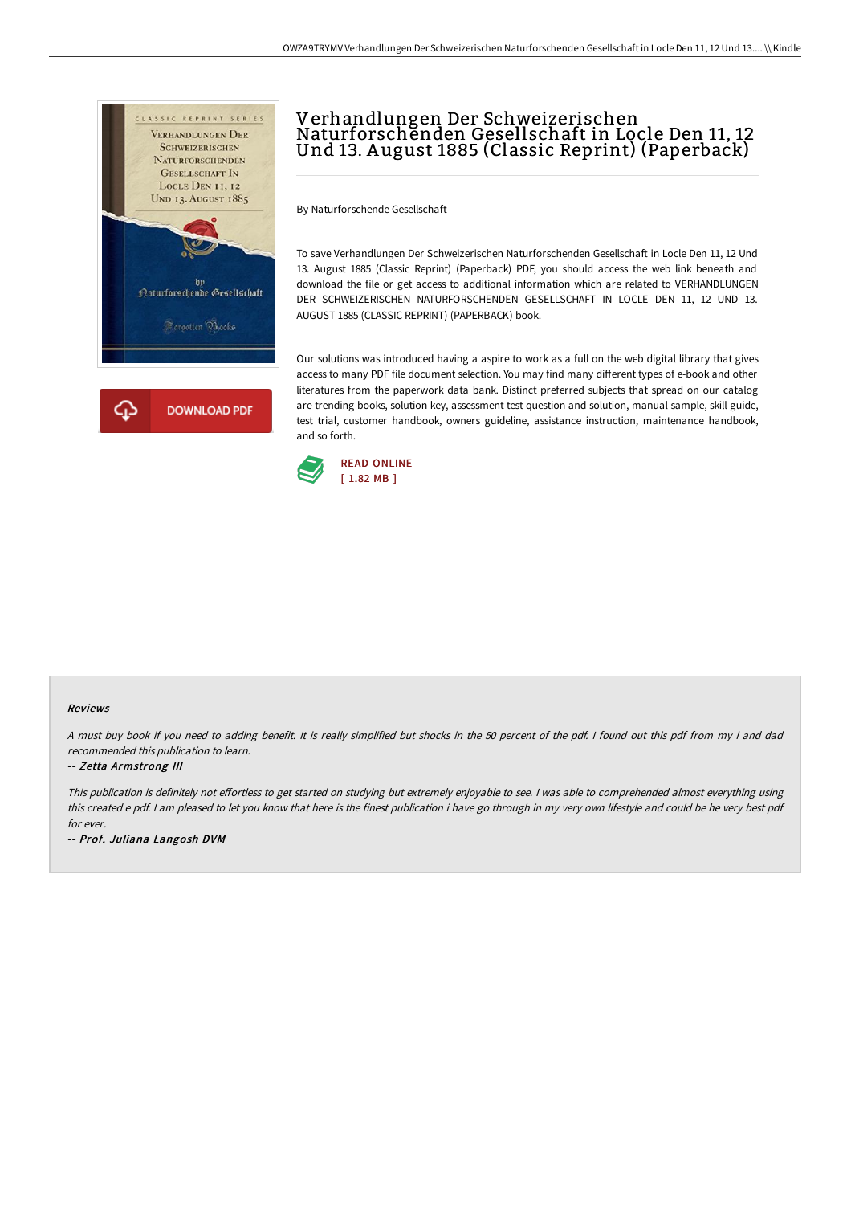# Verhandlungen Der Schweizerischen Naturforschenden Gesellschaft in Locle Den 11, 12 Und 13. August 1885 (Classic Reprint) (Paperback)

By Naturforschende Gesellschaft

To save Verhandlungen Der Schweizerischen Naturforschenden Gesellschaft in Locle Den 11, 12 Und 13. August 1885 (Classic Reprint) (Paperback) PDF, you should access the web link beneath and download the file or get access to additional information which are related to VERHANDLUNGEN DER SCHWEIZERISCHEN NATURFORSCHENDEN GESELLSCHAFT IN LOCLE DEN 11, 12 UND 13. AUGUST 1885 (CLASSIC REPRINT) (PAPERBACK) book.

Our solutions was introduced having a aspire to work as a full on the web digital library that gives access to many PDF file document selection. You may find many different types of e-book and other literatures from the paperwork data bank. Distinct preferred subjects that spread on our catalog are trending books, solution key, assessment test question and solution, manual sample, skill guide, test trial, customer handbook, owners guideline, assistance instruction, maintenance handbook, and so forth.

READ ONLINE
[ 1.82 MB ]

### Reviews

*A must buy book if you need to adding benefit. It is really simplified but shocks in the 50 percent of the pdf. I found out this pdf from my i and dad recommended this publication to learn.*

*-- Zetta Armstrong III*

*This publication is definitely not effortless to get started on studying but extremely enjoyable to see. I was able to comprehended almost everything using this created e pdf. I am pleased to let you know that here is the finest publication i have go through in my very own lifestyle and could be he very best pdf for ever.*

*-- Prof. Juliana Langosh DVM*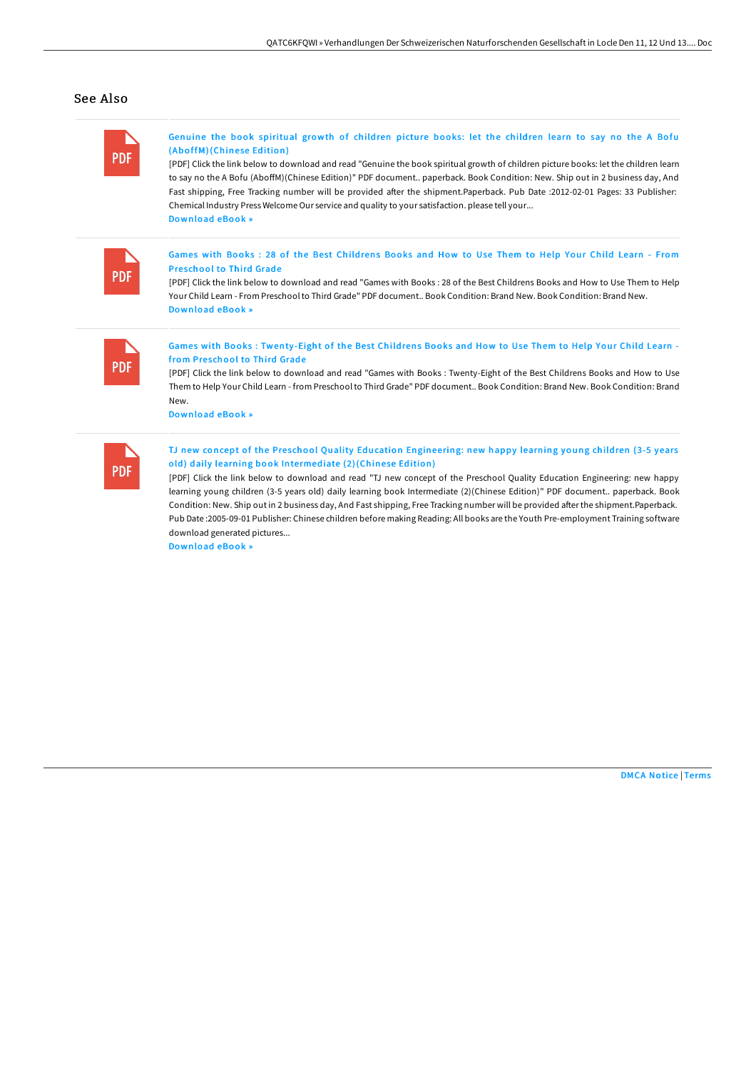## See Also

**Genuine the book spiritual growth of children picture books: let the children learn to say no the A Bofu (AboffM)(Chinese Edition)**

[PDF] Click the link below to download and read "Genuine the book spiritual growth of children picture books: let the children learn to say no the A Bofu (AboffM)(Chinese Edition)" PDF document.. paperback. Book Condition: New. Ship out in 2 business day, And Fast shipping, Free Tracking number will be provided after the shipment.Paperback. Pub Date :2012-02-01 Pages: 33 Publisher: Chemical Industry Press Welcome Our service and quality to your satisfaction. please tell your...

Download eBook »

**Games with Books : 28 of the Best Childrens Books and How to Use Them to Help Your Child Learn - From Preschool to Third Grade**

[PDF] Click the link below to download and read "Games with Books : 28 of the Best Childrens Books and How to Use Them to Help Your Child Learn - From Preschool to Third Grade" PDF document.. Book Condition: Brand New. Book Condition: Brand New.

Download eBook »

**Games with Books : Twenty-Eight of the Best Childrens Books and How to Use Them to Help Your Child Learn - from Preschool to Third Grade**

[PDF] Click the link below to download and read "Games with Books : Twenty-Eight of the Best Childrens Books and How to Use Them to Help Your Child Learn - from Preschool to Third Grade" PDF document.. Book Condition: Brand New. Book Condition: Brand New.

Download eBook »

**TJ new concept of the Preschool Quality Education Engineering: new happy learning young children (3-5 years old) daily learning book Intermediate (2)(Chinese Edition)**

[PDF] Click the link below to download and read "TJ new concept of the Preschool Quality Education Engineering: new happy learning young children (3-5 years old) daily learning book Intermediate (2)(Chinese Edition)" PDF document.. paperback. Book Condition: New. Ship out in 2 business day, And Fast shipping, Free Tracking number will be provided after the shipment.Paperback. Pub Date :2005-09-01 Publisher: Chinese children before making Reading: All books are the Youth Pre-employment Training software download generated pictures...

Download eBook »